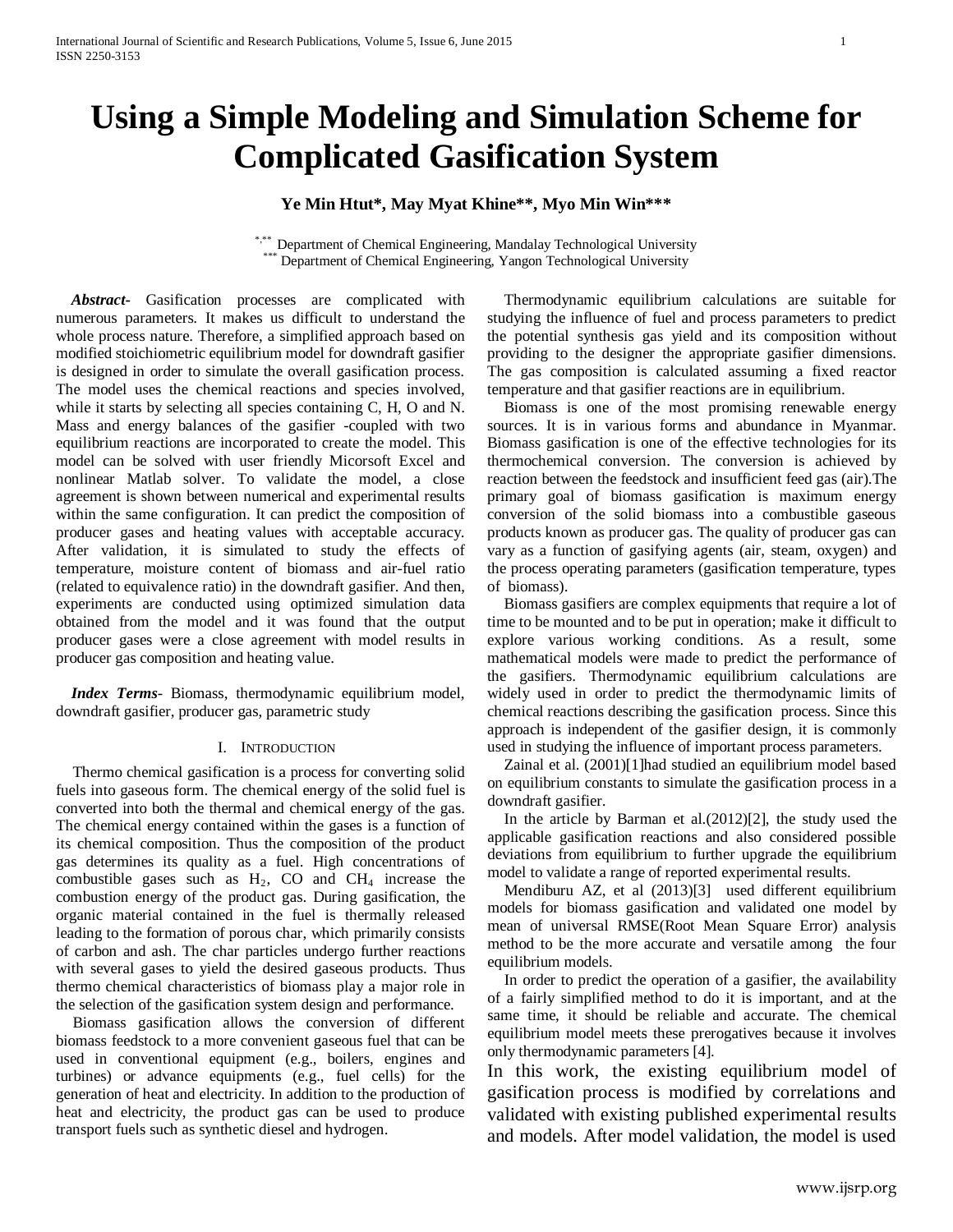# Using a Simple Modeling and Simulation Scheme for Complicated Gasification System

**Ye Min Htut\*, May Myat Khine\*\*, Myo Min Win\*\*\***

\*,\*\* Department of Chemical Engineering, Mandalay Technological University
\*\*\* Department of Chemical Engineering, Yangon Technological University

***Abstract***- Gasification processes are complicated with numerous parameters. It makes us difficult to understand the whole process nature. Therefore, a simplified approach based on modified stoichiometric equilibrium model for downdraft gasifier is designed in order to simulate the overall gasification process. The model uses the chemical reactions and species involved, while it starts by selecting all species containing C, H, O and N. Mass and energy balances of the gasifier -coupled with two equilibrium reactions are incorporated to create the model. This model can be solved with user friendly Micorsoft Excel and nonlinear Matlab solver. To validate the model, a close agreement is shown between numerical and experimental results within the same configuration. It can predict the composition of producer gases and heating values with acceptable accuracy. After validation, it is simulated to study the effects of temperature, moisture content of biomass and air-fuel ratio (related to equivalence ratio) in the downdraft gasifier. And then, experiments are conducted using optimized simulation data obtained from the model and it was found that the output producer gases were a close agreement with model results in producer gas composition and heating value.

***Index Terms***- Biomass, thermodynamic equilibrium model, downdraft gasifier, producer gas, parametric study

## I. Introduction

Thermo chemical gasification is a process for converting solid fuels into gaseous form. The chemical energy of the solid fuel is converted into both the thermal and chemical energy of the gas. The chemical energy contained within the gases is a function of its chemical composition. Thus the composition of the product gas determines its quality as a fuel. High concentrations of combustible gases such as $H_2$, CO and $CH_4$ increase the combustion energy of the product gas. During gasification, the organic material contained in the fuel is thermally released leading to the formation of porous char, which primarily consists of carbon and ash. The char particles undergo further reactions with several gases to yield the desired gaseous products. Thus thermo chemical characteristics of biomass play a major role in the selection of the gasification system design and performance.

Biomass gasification allows the conversion of different biomass feedstock to a more convenient gaseous fuel that can be used in conventional equipment (e.g., boilers, engines and turbines) or advance equipments (e.g., fuel cells) for the generation of heat and electricity. In addition to the production of heat and electricity, the product gas can be used to produce transport fuels such as synthetic diesel and hydrogen.

Thermodynamic equilibrium calculations are suitable for studying the influence of fuel and process parameters to predict the potential synthesis gas yield and its composition without providing to the designer the appropriate gasifier dimensions. The gas composition is calculated assuming a fixed reactor temperature and that gasifier reactions are in equilibrium.

Biomass is one of the most promising renewable energy sources. It is in various forms and abundance in Myanmar. Biomass gasification is one of the effective technologies for its thermochemical conversion. The conversion is achieved by reaction between the feedstock and insufficient feed gas (air).The primary goal of biomass gasification is maximum energy conversion of the solid biomass into a combustible gaseous products known as producer gas. The quality of producer gas can vary as a function of gasifying agents (air, steam, oxygen) and the process operating parameters (gasification temperature, types of biomass).

Biomass gasifiers are complex equipments that require a lot of time to be mounted and to be put in operation; make it difficult to explore various working conditions. As a result, some mathematical models were made to predict the performance of the gasifiers. Thermodynamic equilibrium calculations are widely used in order to predict the thermodynamic limits of chemical reactions describing the gasification process. Since this approach is independent of the gasifier design, it is commonly used in studying the influence of important process parameters.

Zainal et al. (2001)[1]had studied an equilibrium model based on equilibrium constants to simulate the gasification process in a downdraft gasifier.

In the article by Barman et al.(2012)[2], the study used the applicable gasification reactions and also considered possible deviations from equilibrium to further upgrade the equilibrium model to validate a range of reported experimental results.

Mendiburu AZ, et al (2013)[3] used different equilibrium models for biomass gasification and validated one model by mean of universal RMSE(Root Mean Square Error) analysis method to be the more accurate and versatile among the four equilibrium models.

In order to predict the operation of a gasifier, the availability of a fairly simplified method to do it is important, and at the same time, it should be reliable and accurate. The chemical equilibrium model meets these prerogatives because it involves only thermodynamic parameters [4].

In this work, the existing equilibrium model of gasification process is modified by correlations and validated with existing published experimental results and models. After model validation, the model is used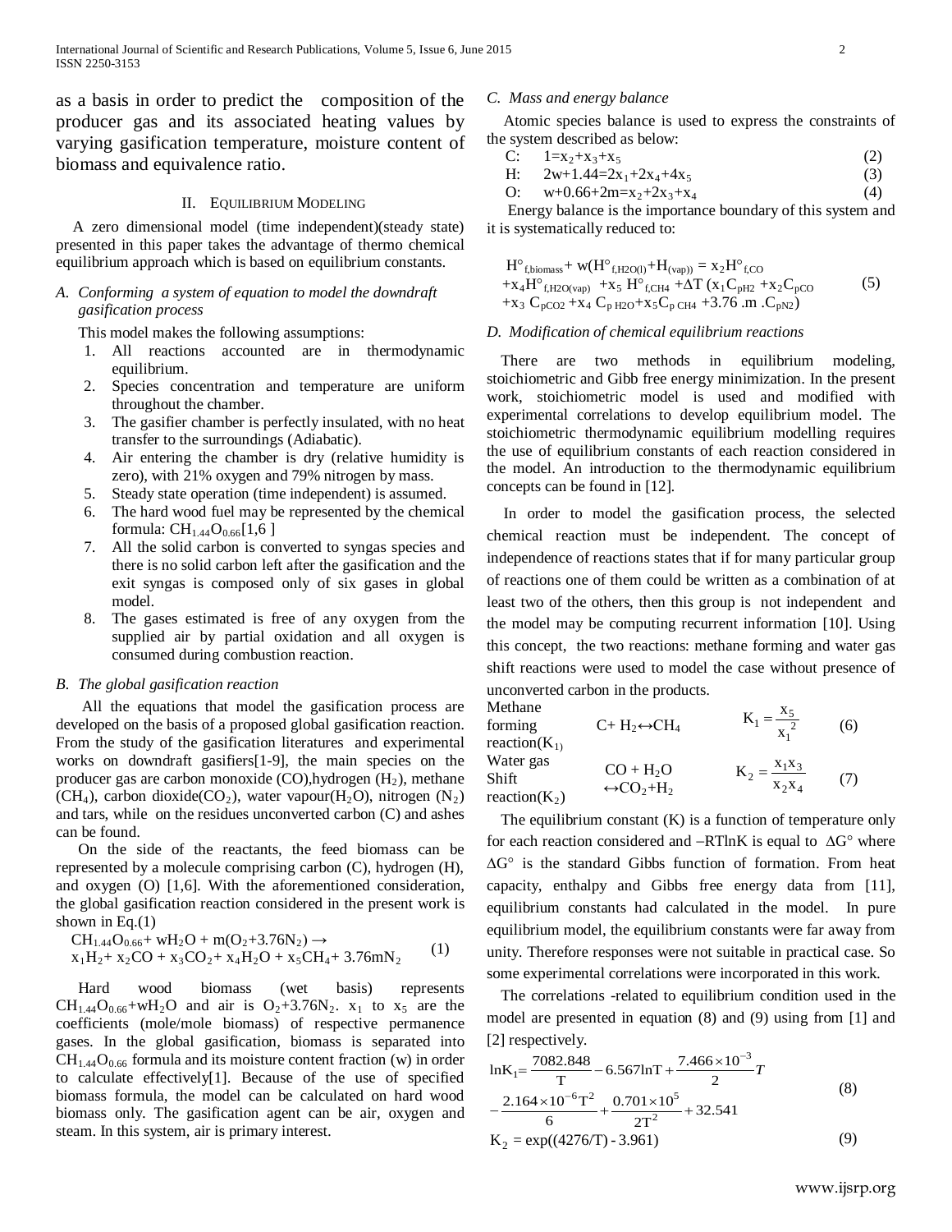as a basis in order to predict the composition of the producer gas and its associated heating values by varying gasification temperature, moisture content of biomass and equivalence ratio.

## II. Equilibrium Modeling

A zero dimensional model (time independent)(steady state) presented in this paper takes the advantage of thermo chemical equilibrium approach which is based on equilibrium constants.

### A. Conforming a system of equation to model the downdraft gasification process

This model makes the following assumptions:

1. All reactions accounted are in thermodynamic equilibrium.
2. Species concentration and temperature are uniform throughout the chamber.
3. The gasifier chamber is perfectly insulated, with no heat transfer to the surroundings (Adiabatic).
4. Air entering the chamber is dry (relative humidity is zero), with 21% oxygen and 79% nitrogen by mass.
5. Steady state operation (time independent) is assumed.
6. The hard wood fuel may be represented by the chemical formula: $CH_{1.44}O_{0.66}$[1,6 ]
7. All the solid carbon is converted to syngas species and there is no solid carbon left after the gasification and the exit syngas is composed only of six gases in global model.
8. The gases estimated is free of any oxygen from the supplied air by partial oxidation and all oxygen is consumed during combustion reaction.

### B. The global gasification reaction

All the equations that model the gasification process are developed on the basis of a proposed global gasification reaction. From the study of the gasification literatures and experimental works on downdraft gasifiers[1-9], the main species on the producer gas are carbon monoxide (CO),hydrogen ($H_2$), methane ($CH_4$), carbon dioxide($CO_2$), water vapour($H_2O$), nitrogen ($N_2$) and tars, while on the residues unconverted carbon (C) and ashes can be found.

On the side of the reactants, the feed biomass can be represented by a molecule comprising carbon (C), hydrogen (H), and oxygen (O) [1,6]. With the aforementioned consideration, the global gasification reaction considered in the present work is shown in Eq.(1)

$$CH_{1.44}O_{0.66} + wH_2O + m(O_2+3.76N_2) \rightarrow x_1H_2 + x_2CO + x_3CO_2 + x_4H_2O + x_5CH_4 + 3.76mN_2 \quad (1)$$

Hard wood biomass (wet basis) represents $CH_{1.44}O_{0.66}+wH_2O$ and air is $O_2+3.76N_2$. $x_1$ to $x_5$ are the coefficients (mole/mole biomass) of respective permanence gases. In the global gasification, biomass is separated into $CH_{1.44}O_{0.66}$ formula and its moisture content fraction (w) in order to calculate effectively[1]. Because of the use of specified biomass formula, the model can be calculated on hard wood biomass only. The gasification agent can be air, oxygen and steam. In this system, air is primary interest.

### C. Mass and energy balance

Atomic species balance is used to express the constraints of the system described as below:

$$C: \quad 1=x_2+x_3+x_5 \quad (2)$$

$$H: \quad 2w+1.44=2x_1+2x_4+4x_5 \quad (3)$$

$$O: \quad w+0.66+2m=x_2+2x_3+x_4 \quad (4)$$

Energy balance is the importance boundary of this system and it is systematically reduced to:

$$H^\circ_{f,biomass} + w(H^\circ_{f,H2O(l)} + H_{(vap)}) = x_2H^\circ_{f,CO} + x_4H^\circ_{f,H2O(vap)} + x_5 H^\circ_{f,CH4} + \Delta T\,(x_1C_{pH2} + x_2C_{pCO} + x_3 C_{pCO2} + x_4 C_{p\,H2O} + x_5C_{p\,CH4} + 3.76\,.m\,.C_{pN2}) \quad (5)$$

### D. Modification of chemical equilibrium reactions

There are two methods in equilibrium modeling, stoichiometric and Gibb free energy minimization. In the present work, stoichiometric model is used and modified with experimental correlations to develop equilibrium model. The stoichiometric thermodynamic equilibrium modelling requires the use of equilibrium constants of each reaction considered in the model. An introduction to the thermodynamic equilibrium concepts can be found in [12].

In order to model the gasification process, the selected chemical reaction must be independent. The concept of independence of reactions states that if for many particular group of reactions one of them could be written as a combination of at least two of the others, then this group is not independent and the model may be computing recurrent information [10]. Using this concept, the two reactions: methane forming and water gas shift reactions were used to model the case without presence of unconverted carbon in the products.

| | | | |
|---|---|---|---|
| Methane forming reaction($K_1$) | $C + H_2 \leftrightarrow CH_4$ | $K_1 = \dfrac{x_5}{x_1^2}$ | (6) |
| Water gas Shift reaction($K_2$) | $CO + H_2O \leftrightarrow CO_2+H_2$ | $K_2 = \dfrac{x_1x_3}{x_2x_4}$ | (7) |

The equilibrium constant (K) is a function of temperature only for each reaction considered and –RTlnK is equal to $\Delta G^\circ$ where $\Delta G^\circ$ is the standard Gibbs function of formation. From heat capacity, enthalpy and Gibbs free energy data from [11], equilibrium constants had calculated in the model. In pure equilibrium model, the equilibrium constants were far away from unity. Therefore responses were not suitable in practical case. So some experimental correlations were incorporated in this work.

The correlations -related to equilibrium condition used in the model are presented in equation (8) and (9) using from [1] and [2] respectively.

$$\ln K_1 = \frac{7082.848}{T} - 6.567\ln T + \frac{7.466\times10^{-3}}{2}T - \frac{2.164\times10^{-6}T^2}{6} + \frac{0.701\times10^5}{2T^2} + 32.541 \quad (8)$$

$$K_2 = \exp((4276/T) - 3.961) \quad (9)$$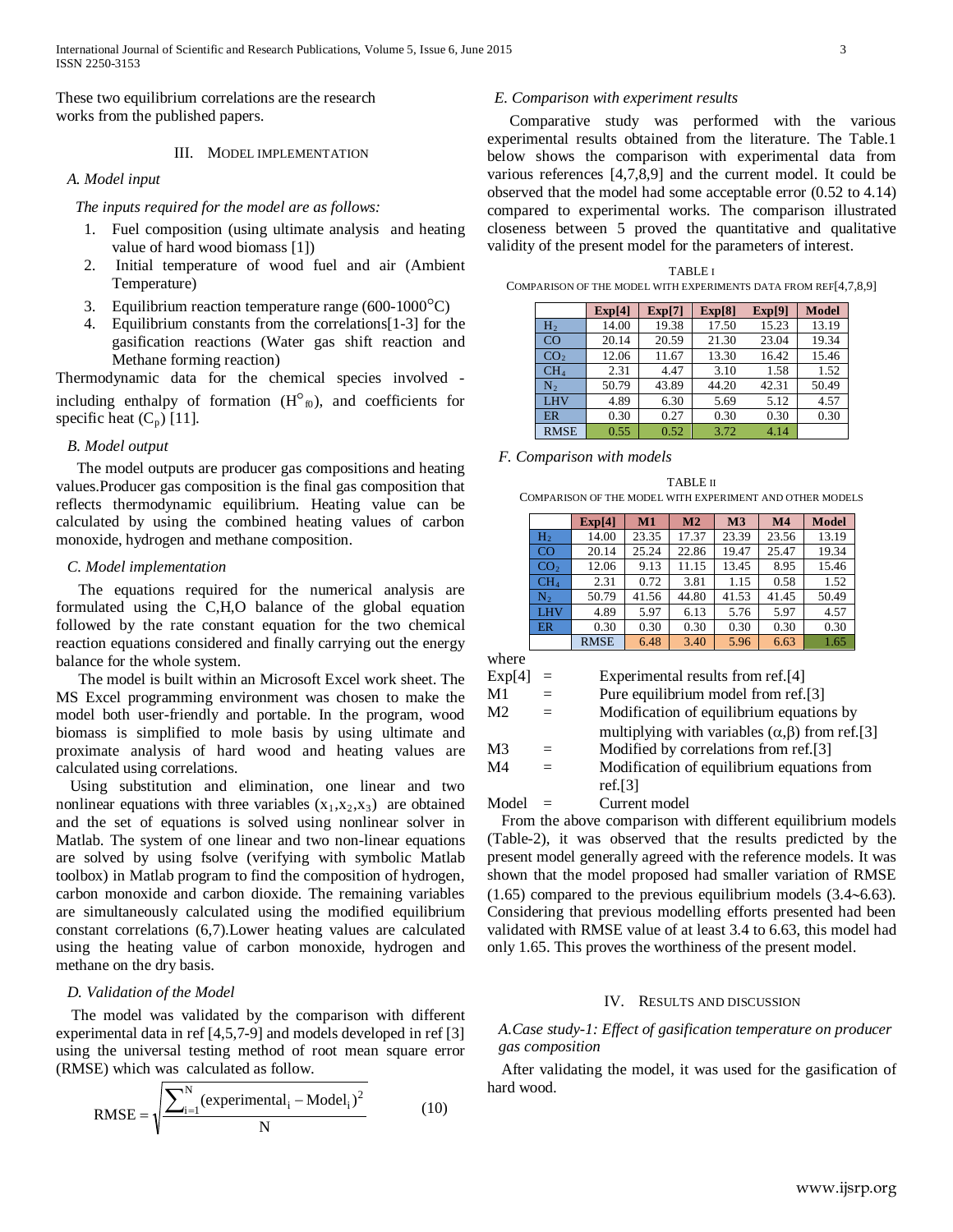These two equilibrium correlations are the research works from the published papers.

## III. Model Implementation

### A. Model input

*The inputs required for the model are as follows:*

1. Fuel composition (using ultimate analysis and heating value of hard wood biomass [1])
2. Initial temperature of wood fuel and air (Ambient Temperature)
3. Equilibrium reaction temperature range (600-1000°C)
4. Equilibrium constants from the correlations[1-3] for the gasification reactions (Water gas shift reaction and Methane forming reaction)

Thermodynamic data for the chemical species involved - including enthalpy of formation ($H^{\circ}_{f0}$), and coefficients for specific heat ($C_p$) [11].

### B. Model output

The model outputs are producer gas compositions and heating values.Producer gas composition is the final gas composition that reflects thermodynamic equilibrium. Heating value can be calculated by using the combined heating values of carbon monoxide, hydrogen and methane composition.

### C. Model implementation

The equations required for the numerical analysis are formulated using the C,H,O balance of the global equation followed by the rate constant equation for the two chemical reaction equations considered and finally carrying out the energy balance for the whole system.

The model is built within an Microsoft Excel work sheet. The MS Excel programming environment was chosen to make the model both user-friendly and portable. In the program, wood biomass is simplified to mole basis by using ultimate and proximate analysis of hard wood and heating values are calculated using correlations.

Using substitution and elimination, one linear and two nonlinear equations with three variables ($x_1$,$x_2$,$x_3$) are obtained and the set of equations is solved using nonlinear solver in Matlab. The system of one linear and two non-linear equations are solved by using fsolve (verifying with symbolic Matlab toolbox) in Matlab program to find the composition of hydrogen, carbon monoxide and carbon dioxide. The remaining variables are simultaneously calculated using the modified equilibrium constant correlations (6,7).Lower heating values are calculated using the heating value of carbon monoxide, hydrogen and methane on the dry basis.

### D. Validation of the Model

The model was validated by the comparison with different experimental data in ref [4,5,7-9] and models developed in ref [3] using the universal testing method of root mean square error (RMSE) which was calculated as follow.

$$\text{RMSE} = \sqrt{\frac{\sum_{i=1}^{N}(\text{experimental}_i - \text{Model}_i)^2}{N}} \qquad (10)$$

### E. Comparison with experiment results

Comparative study was performed with the various experimental results obtained from the literature. The Table.1 below shows the comparison with experimental data from various references [4,7,8,9] and the current model. It could be observed that the model had some acceptable error (0.52 to 4.14) compared to experimental works. The comparison illustrated closeness between 5 proved the quantitative and qualitative validity of the present model for the parameters of interest.

TABLE I
COMPARISON OF THE MODEL WITH EXPERIMENTS DATA FROM REF[4,7,8,9]

| | Exp[4] | Exp[7] | Exp[8] | Exp[9] | Model |
|---|---|---|---|---|---|
| $H_2$ | 14.00 | 19.38 | 17.50 | 15.23 | 13.19 |
| CO | 20.14 | 20.59 | 21.30 | 23.04 | 19.34 |
| $CO_2$ | 12.06 | 11.67 | 13.30 | 16.42 | 15.46 |
| $CH_4$ | 2.31 | 4.47 | 3.10 | 1.58 | 1.52 |
| $N_2$ | 50.79 | 43.89 | 44.20 | 42.31 | 50.49 |
| LHV | 4.89 | 6.30 | 5.69 | 5.12 | 4.57 |
| ER | 0.30 | 0.27 | 0.30 | 0.30 | 0.30 |
| RMSE | 0.55 | 0.52 | 3.72 | 4.14 | |

### F. Comparison with models

TABLE II
COMPARISON OF THE MODEL WITH EXPERIMENT AND OTHER MODELS

| | Exp[4] | M1 | M2 | M3 | M4 | Model |
|---|---|---|---|---|---|---|
| $H_2$ | 14.00 | 23.35 | 17.37 | 23.39 | 23.56 | 13.19 |
| CO | 20.14 | 25.24 | 22.86 | 19.47 | 25.47 | 19.34 |
| $CO_2$ | 12.06 | 9.13 | 11.15 | 13.45 | 8.95 | 15.46 |
| $CH_4$ | 2.31 | 0.72 | 3.81 | 1.15 | 0.58 | 1.52 |
| $N_2$ | 50.79 | 41.56 | 44.80 | 41.53 | 41.45 | 50.49 |
| LHV | 4.89 | 5.97 | 6.13 | 5.76 | 5.97 | 4.57 |
| ER | 0.30 | 0.30 | 0.30 | 0.30 | 0.30 | 0.30 |
| | RMSE | 6.48 | 3.40 | 5.96 | 6.63 | 1.65 |

where

- Exp[4] = Experimental results from ref.[4]
- M1 = Pure equilibrium model from ref.[3]
- M2 = Modification of equilibrium equations by multiplying with variables ($\alpha$,$\beta$) from ref.[3]
- M3 = Modified by correlations from ref.[3]
- M4 = Modification of equilibrium equations from ref.[3]
- Model = Current model

From the above comparison with different equilibrium models (Table-2), it was observed that the results predicted by the present model generally agreed with the reference models. It was shown that the model proposed had smaller variation of RMSE (1.65) compared to the previous equilibrium models (3.4~6.63). Considering that previous modelling efforts presented had been validated with RMSE value of at least 3.4 to 6.63, this model had only 1.65. This proves the worthiness of the present model.

## IV. Results and Discussion

### A. Case study-1: Effect of gasification temperature on producer gas composition

After validating the model, it was used for the gasification of hard wood.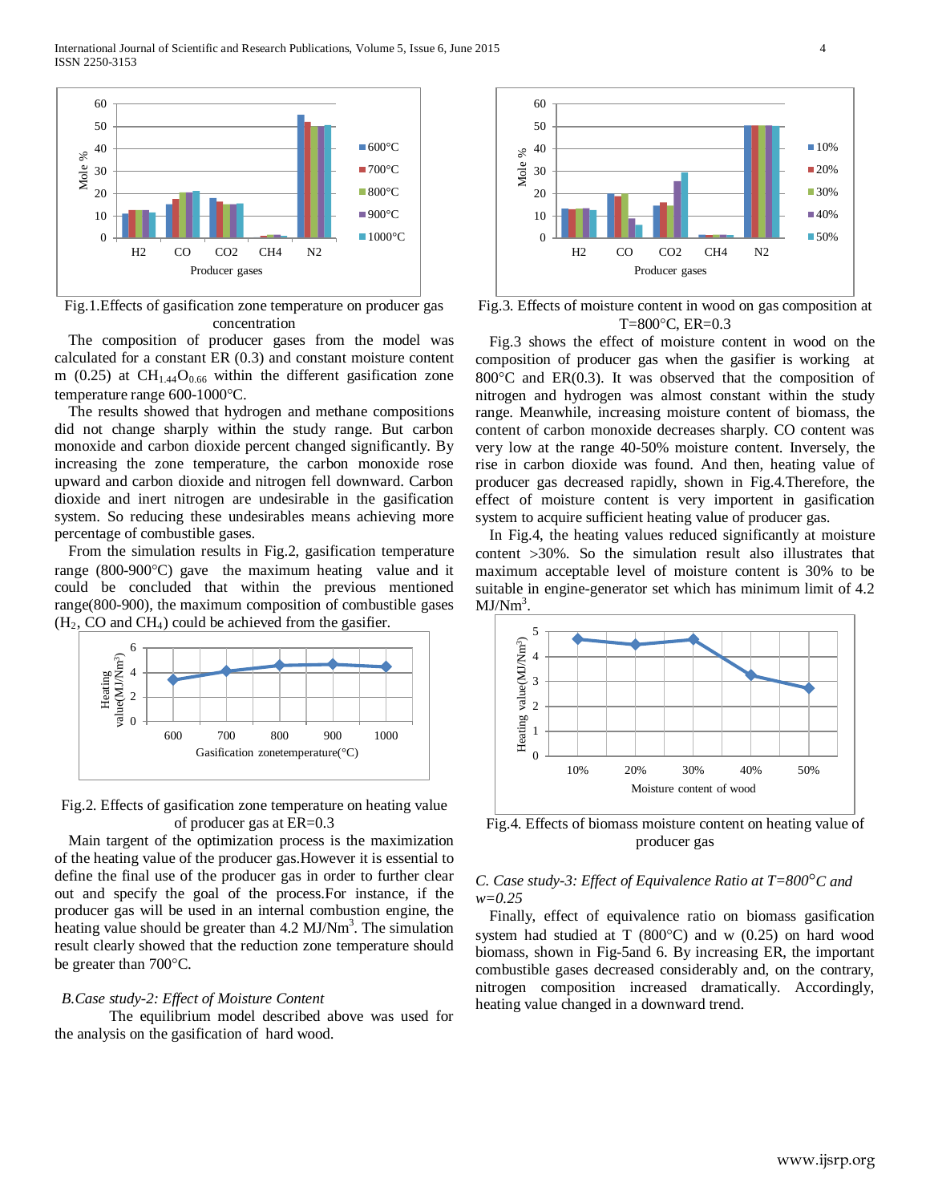Fig.1.Effects of gasification zone temperature on producer gas concentration

The composition of producer gases from the model was calculated for a constant ER (0.3) and constant moisture content m (0.25) at $CH_{1.44}O_{0.66}$ within the different gasification zone temperature range 600-1000°C.

The results showed that hydrogen and methane compositions did not change sharply within the study range. But carbon monoxide and carbon dioxide percent changed significantly. By increasing the zone temperature, the carbon monoxide rose upward and carbon dioxide and nitrogen fell downward. Carbon dioxide and inert nitrogen are undesirable in the gasification system. So reducing these undesirables means achieving more percentage of combustible gases.

From the simulation results in Fig.2, gasification temperature range (800-900°C) gave the maximum heating value and it could be concluded that within the previous mentioned range(800-900), the maximum composition of combustible gases ($H_2$, CO and $CH_4$) could be achieved from the gasifier.

Fig.2. Effects of gasification zone temperature on heating value of producer gas at ER=0.3

Main targent of the optimization process is the maximization of the heating value of the producer gas.However it is essential to define the final use of the producer gas in order to further clear out and specify the goal of the process.For instance, if the producer gas will be used in an internal combustion engine, the heating value should be greater than 4.2 MJ/Nm$^3$. The simulation result clearly showed that the reduction zone temperature should be greater than 700°C.

*B.Case study-2: Effect of Moisture Content*

The equilibrium model described above was used for the analysis on the gasification of hard wood.

Fig.3. Effects of moisture content in wood on gas composition at T=800°C, ER=0.3

Fig.3 shows the effect of moisture content in wood on the composition of producer gas when the gasifier is working at 800°C and ER(0.3). It was observed that the composition of nitrogen and hydrogen was almost constant within the study range. Meanwhile, increasing moisture content of biomass, the content of carbon monoxide decreases sharply. CO content was very low at the range 40-50% moisture content. Inversely, the rise in carbon dioxide was found. And then, heating value of producer gas decreased rapidly, shown in Fig.4.Therefore, the effect of moisture content is very importent in gasification system to acquire sufficient heating value of producer gas.

In Fig.4, the heating values reduced significantly at moisture content >30%. So the simulation result also illustrates that maximum acceptable level of moisture content is 30% to be suitable in engine-generator set which has minimum limit of 4.2 MJ/Nm$^3$.

Fig.4. Effects of biomass moisture content on heating value of producer gas

*C. Case study-3: Effect of Equivalence Ratio at T=800°C and w=0.25*

Finally, effect of equivalence ratio on biomass gasification system had studied at T (800°C) and w (0.25) on hard wood biomass, shown in Fig-5and 6. By increasing ER, the important combustible gases decreased considerably and, on the contrary, nitrogen composition increased dramatically. Accordingly, heating value changed in a downward trend.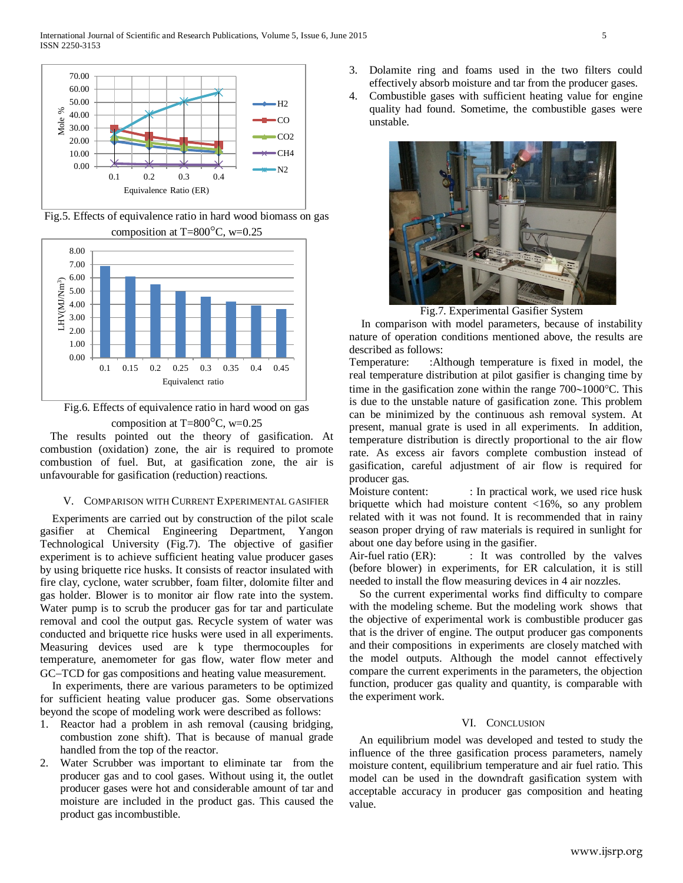Fig.5. Effects of equivalence ratio in hard wood biomass on gas composition at T=800°C, w=0.25

Fig.6. Effects of equivalence ratio in hard wood on gas composition at T=800°C, w=0.25

The results pointed out the theory of gasification. At combustion (oxidation) zone, the air is required to promote combustion of fuel. But, at gasification zone, the air is unfavourable for gasification (reduction) reactions.

## V. Comparison with Current Experimental Gasifier

Experiments are carried out by construction of the pilot scale gasifier at Chemical Engineering Department, Yangon Technological University (Fig.7). The objective of gasifier experiment is to achieve sufficient heating value producer gases by using briquette rice husks. It consists of reactor insulated with fire clay, cyclone, water scrubber, foam filter, dolomite filter and gas holder. Blower is to monitor air flow rate into the system. Water pump is to scrub the producer gas for tar and particulate removal and cool the output gas. Recycle system of water was conducted and briquette rice husks were used in all experiments. Measuring devices used are k type thermocouples for temperature, anemometer for gas flow, water flow meter and GC–TCD for gas compositions and heating value measurement.

In experiments, there are various parameters to be optimized for sufficient heating value producer gas. Some observations beyond the scope of modeling work were described as follows:

1. Reactor had a problem in ash removal (causing bridging, combustion zone shift). That is because of manual grade handled from the top of the reactor.
2. Water Scrubber was important to eliminate tar from the producer gas and to cool gases. Without using it, the outlet producer gases were hot and considerable amount of tar and moisture are included in the product gas. This caused the product gas incombustible.
3. Dolamite ring and foams used in the two filters could effectively absorb moisture and tar from the producer gases.
4. Combustible gases with sufficient heating value for engine quality had found. Sometime, the combustible gases were unstable.

Fig.7. Experimental Gasifier System

In comparison with model parameters, because of instability nature of operation conditions mentioned above, the results are described as follows:

Temperature: :Although temperature is fixed in model, the real temperature distribution at pilot gasifier is changing time by time in the gasification zone within the range 700~1000°C. This is due to the unstable nature of gasification zone. This problem can be minimized by the continuous ash removal system. At present, manual grate is used in all experiments. In addition, temperature distribution is directly proportional to the air flow rate. As excess air favors complete combustion instead of gasification, careful adjustment of air flow is required for producer gas.

Moisture content: : In practical work, we used rice husk briquette which had moisture content <16%, so any problem related with it was not found. It is recommended that in rainy season proper drying of raw materials is required in sunlight for about one day before using in the gasifier.

Air-fuel ratio (ER): : It was controlled by the valves (before blower) in experiments, for ER calculation, it is still needed to install the flow measuring devices in 4 air nozzles.

So the current experimental works find difficulty to compare with the modeling scheme. But the modeling work shows that the objective of experimental work is combustible producer gas that is the driver of engine. The output producer gas components and their compositions in experiments are closely matched with the model outputs. Although the model cannot effectively compare the current experiments in the parameters, the objection function, producer gas quality and quantity, is comparable with the experiment work.

## VI. Conclusion

An equilibrium model was developed and tested to study the influence of the three gasification process parameters, namely moisture content, equilibrium temperature and air fuel ratio. This model can be used in the downdraft gasification system with acceptable accuracy in producer gas composition and heating value.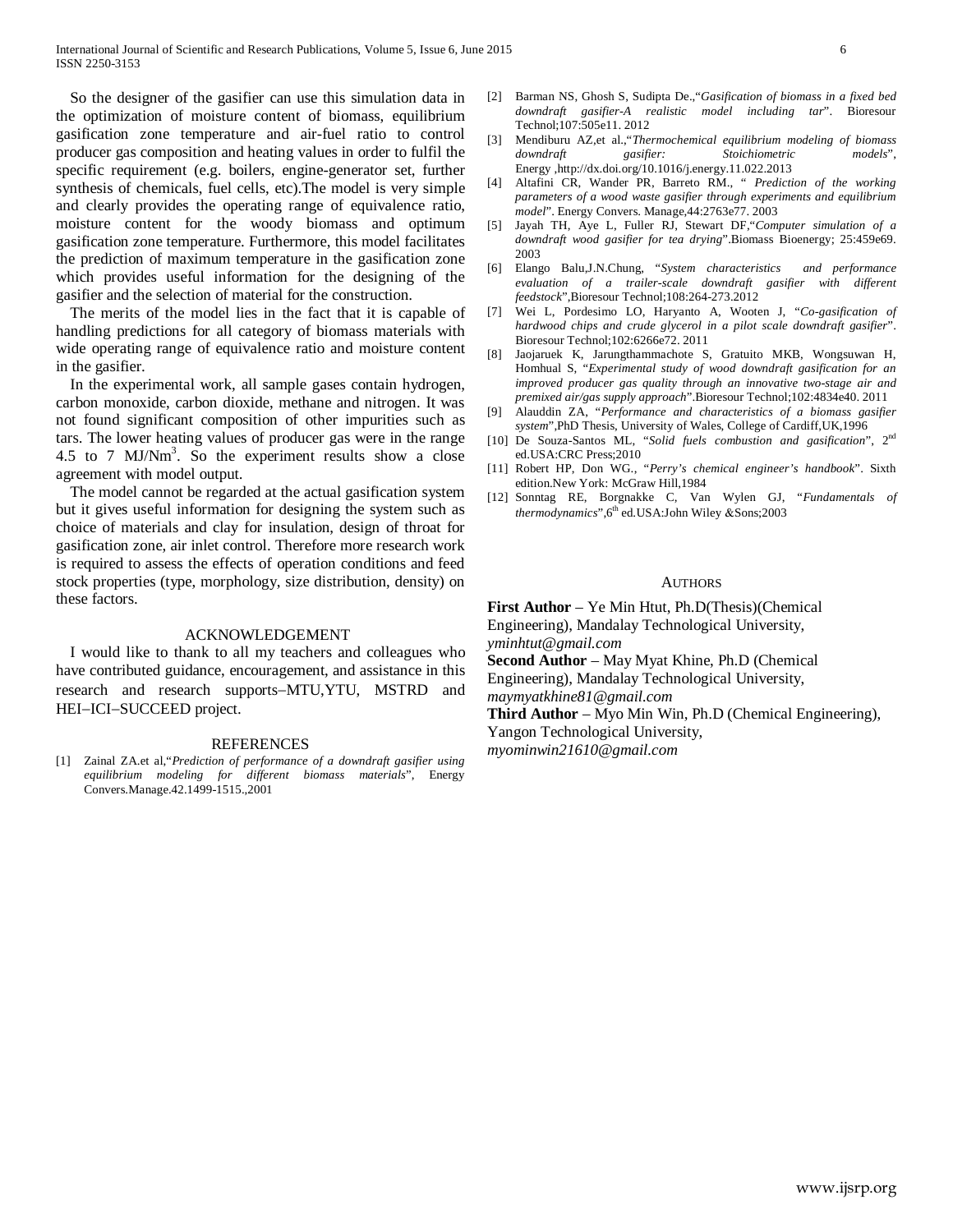So the designer of the gasifier can use this simulation data in the optimization of moisture content of biomass, equilibrium gasification zone temperature and air-fuel ratio to control producer gas composition and heating values in order to fulfil the specific requirement (e.g. boilers, engine-generator set, further synthesis of chemicals, fuel cells, etc).The model is very simple and clearly provides the operating range of equivalence ratio, moisture content for the woody biomass and optimum gasification zone temperature. Furthermore, this model facilitates the prediction of maximum temperature in the gasification zone which provides useful information for the designing of the gasifier and the selection of material for the construction.

The merits of the model lies in the fact that it is capable of handling predictions for all category of biomass materials with wide operating range of equivalence ratio and moisture content in the gasifier.

In the experimental work, all sample gases contain hydrogen, carbon monoxide, carbon dioxide, methane and nitrogen. It was not found significant composition of other impurities such as tars. The lower heating values of producer gas were in the range 4.5 to 7 MJ/Nm$^3$. So the experiment results show a close agreement with model output.

The model cannot be regarded at the actual gasification system but it gives useful information for designing the system such as choice of materials and clay for insulation, design of throat for gasification zone, air inlet control. Therefore more research work is required to assess the effects of operation conditions and feed stock properties (type, morphology, size distribution, density) on these factors.

## ACKNOWLEDGEMENT

I would like to thank to all my teachers and colleagues who have contributed guidance, encouragement, and assistance in this research and research supports–MTU,YTU, MSTRD and HEI–ICI–SUCCEED project.

## REFERENCES

[1] Zainal ZA.et al,"*Prediction of performance of a downdraft gasifier using equilibrium modeling for different biomass materials*", Energy Convers.Manage.42.1499-1515.,2001

[2] Barman NS, Ghosh S, Sudipta De.,"*Gasification of biomass in a fixed bed downdraft gasifier-A realistic model including tar*". Bioresour Technol;107:505e11. 2012

[3] Mendiburu AZ,et al.,"*Thermochemical equilibrium modeling of biomass downdraft gasifier: Stoichiometric models*", Energy ,http://dx.doi.org/10.1016/j.energy.11.022.2013

[4] Altafini CR, Wander PR, Barreto RM., " *Prediction of the working parameters of a wood waste gasifier through experiments and equilibrium model*". Energy Convers. Manage,44:2763e77. 2003

[5] Jayah TH, Aye L, Fuller RJ, Stewart DF,"*Computer simulation of a downdraft wood gasifier for tea drying*".Biomass Bioenergy; 25:459e69. 2003

[6] Elango Balu,J.N.Chung, "*System characteristics and performance evaluation of a trailer-scale downdraft gasifier with different feedstock*",Bioresour Technol;108:264-273.2012

[7] Wei L, Pordesimo LO, Haryanto A, Wooten J, "*Co-gasification of hardwood chips and crude glycerol in a pilot scale downdraft gasifier*". Bioresour Technol;102:6266e72. 2011

[8] Jaojaruek K, Jarungthammachote S, Gratuito MKB, Wongsuwan H, Homhual S, "*Experimental study of wood downdraft gasification for an improved producer gas quality through an innovative two-stage air and premixed air/gas supply approach*".Bioresour Technol;102:4834e40. 2011

[9] Alauddin ZA, "*Performance and characteristics of a biomass gasifier system*",PhD Thesis, University of Wales, College of Cardiff,UK,1996

[10] De Souza-Santos ML, "*Solid fuels combustion and gasification*", 2$^{nd}$ ed.USA:CRC Press;2010

[11] Robert HP, Don WG., "*Perry's chemical engineer's handbook*". Sixth edition.New York: McGraw Hill,1984

[12] Sonntag RE, Borgnakke C, Van Wylen GJ, "*Fundamentals of thermodynamics*",6$^{th}$ ed.USA:John Wiley &Sons;2003

## AUTHORS

**First Author** – Ye Min Htut, Ph.D(Thesis)(Chemical Engineering), Mandalay Technological University, *yminhtut@gmail.com*

**Second Author** – May Myat Khine, Ph.D (Chemical Engineering), Mandalay Technological University, *maymyatkhine81@gmail.com*

**Third Author** – Myo Min Win, Ph.D (Chemical Engineering), Yangon Technological University, *myominwin21610@gmail.com*